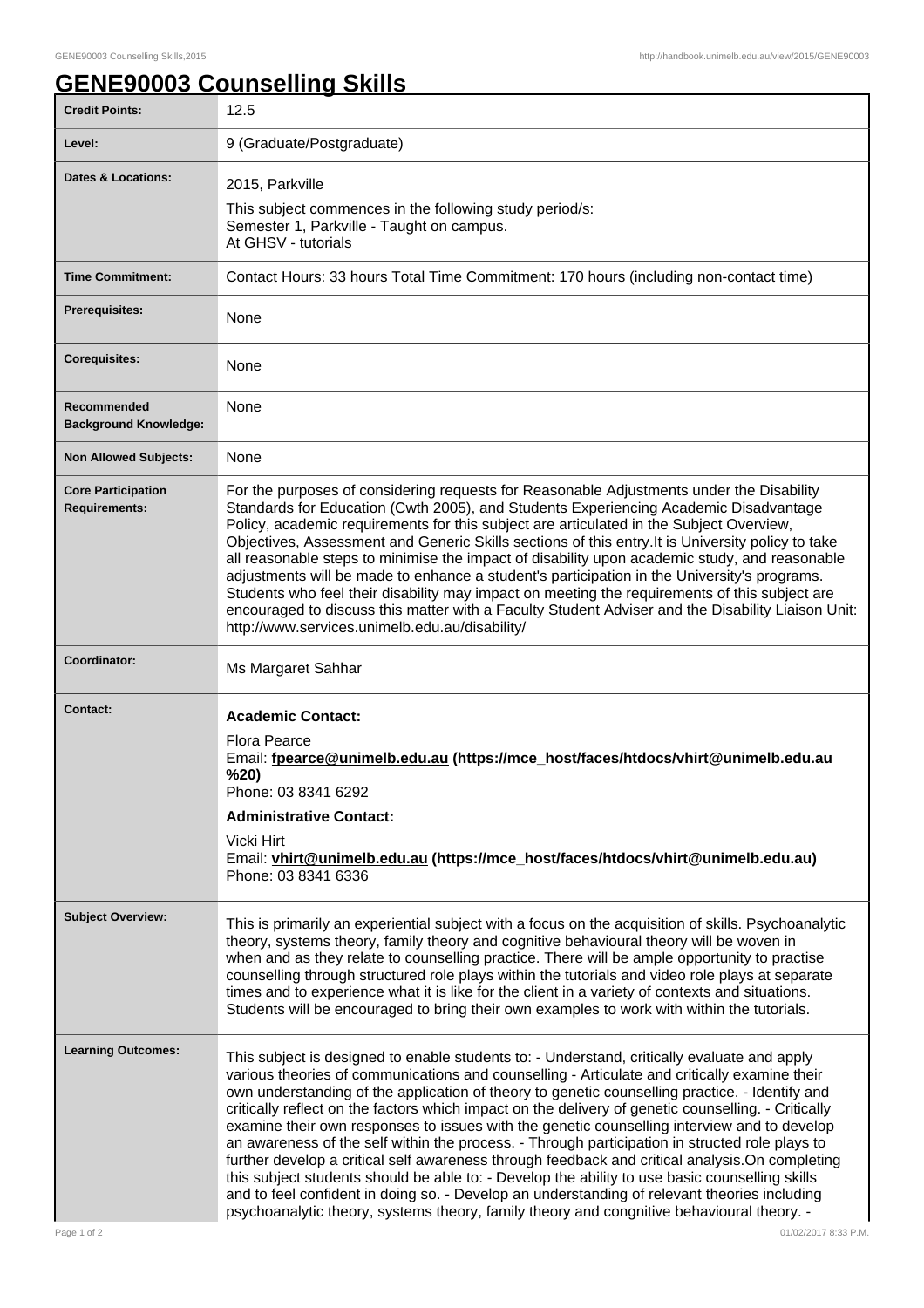# GENE90003 Counselling Skills

| Credit Points: | 12.5 |
| --- | --- |
| Level: | 9 (Graduate/Postgraduate) |
| Dates & Locations: | 2015, Parkville<br>This subject commences in the following study period/s:<br>Semester 1, Parkville - Taught on campus.<br>At GHSV - tutorials |
| Time Commitment: | Contact Hours: 33 hours Total Time Commitment: 170 hours (including non-contact time) |
| Prerequisites: | None |
| Corequisites: | None |
| Recommended Background Knowledge: | None |
| Non Allowed Subjects: | None |
| Core Participation Requirements: | For the purposes of considering requests for Reasonable Adjustments under the Disability Standards for Education (Cwth 2005), and Students Experiencing Academic Disadvantage Policy, academic requirements for this subject are articulated in the Subject Overview, Objectives, Assessment and Generic Skills sections of this entry.It is University policy to take all reasonable steps to minimise the impact of disability upon academic study, and reasonable adjustments will be made to enhance a student's participation in the University's programs. Students who feel their disability may impact on meeting the requirements of this subject are encouraged to discuss this matter with a Faculty Student Adviser and the Disability Liaison Unit: http://www.services.unimelb.edu.au/disability/ |
| Coordinator: | Ms Margaret Sahhar |
| Contact: | **Academic Contact:**<br>Flora Pearce<br>Email: **fpearce@unimelb.edu.au (https://mce_host/faces/htdocs/vhirt@unimelb.edu.au%20)**<br>Phone: 03 8341 6292<br>**Administrative Contact:**<br>Vicki Hirt<br>Email: **vhirt@unimelb.edu.au (https://mce_host/faces/htdocs/vhirt@unimelb.edu.au)**<br>Phone: 03 8341 6336 |
| Subject Overview: | This is primarily an experiential subject with a focus on the acquisition of skills. Psychoanalytic theory, systems theory, family theory and cognitive behavioural theory will be woven in when and as they relate to counselling practice. There will be ample opportunity to practise counselling through structured role plays within the tutorials and video role plays at separate times and to experience what it is like for the client in a variety of contexts and situations. Students will be encouraged to bring their own examples to work with within the tutorials. |
| Learning Outcomes: | This subject is designed to enable students to: - Understand, critically evaluate and apply various theories of communications and counselling - Articulate and critically examine their own understanding of the application of theory to genetic counselling practice. - Identify and critically reflect on the factors which impact on the delivery of genetic counselling. - Critically examine their own responses to issues with the genetic counselling interview and to develop an awareness of the self within the process. - Through participation in structed role plays to further develop a critical self awareness through feedback and critical analysis.On completing this subject students should be able to: - Develop the ability to use basic counselling skills and to feel confident in doing so. - Develop an understanding of relevant theories including psychoanalytic theory, systems theory, family theory and congnitive behavioural theory. - |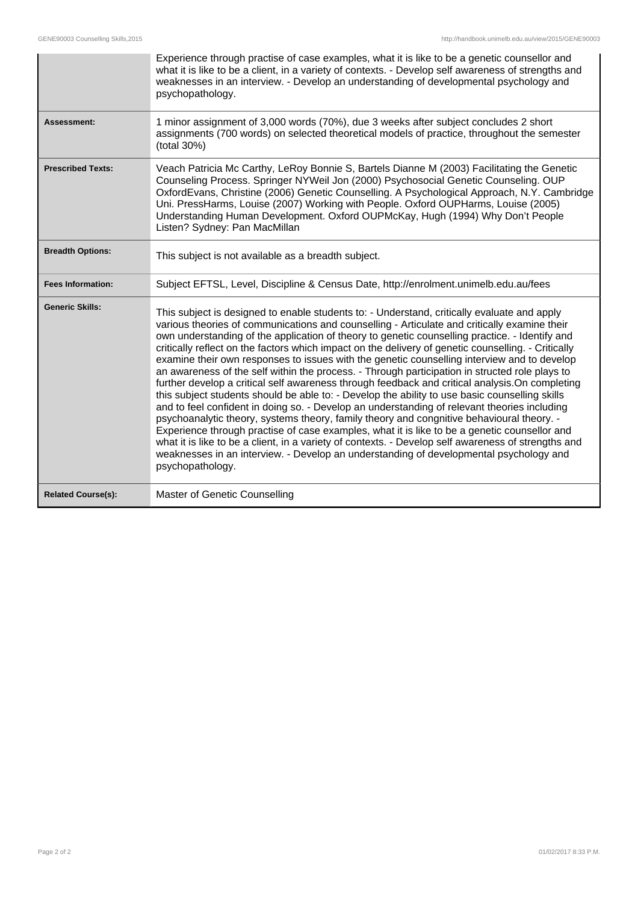| | |
|---|---|
| | Experience through practise of case examples, what it is like to be a genetic counsellor and what it is like to be a client, in a variety of contexts. - Develop self awareness of strengths and weaknesses in an interview. - Develop an understanding of developmental psychology and psychopathology. |
| **Assessment:** | 1 minor assignment of 3,000 words (70%), due 3 weeks after subject concludes 2 short assignments (700 words) on selected theoretical models of practice, throughout the semester (total 30%) |
| **Prescribed Texts:** | Veach Patricia Mc Carthy, LeRoy Bonnie S, Bartels Dianne M (2003) Facilitating the Genetic Counseling Process. Springer NYWeil Jon (2000) Psychosocial Genetic Counseling. OUP OxfordEvans, Christine (2006) Genetic Counselling. A Psychological Approach, N.Y. Cambridge Uni. PressHarms, Louise (2007) Working with People. Oxford OUPHarms, Louise (2005) Understanding Human Development. Oxford OUPMcKay, Hugh (1994) Why Don't People Listen? Sydney: Pan MacMillan |
| **Breadth Options:** | This subject is not available as a breadth subject. |
| **Fees Information:** | Subject EFTSL, Level, Discipline & Census Date, http://enrolment.unimelb.edu.au/fees |
| **Generic Skills:** | This subject is designed to enable students to: - Understand, critically evaluate and apply various theories of communications and counselling - Articulate and critically examine their own understanding of the application of theory to genetic counselling practice. - Identify and critically reflect on the factors which impact on the delivery of genetic counselling. - Critically examine their own responses to issues with the genetic counselling interview and to develop an awareness of the self within the process. - Through participation in structed role plays to further develop a critical self awareness through feedback and critical analysis.On completing this subject students should be able to: - Develop the ability to use basic counselling skills and to feel confident in doing so. - Develop an understanding of relevant theories including psychoanalytic theory, systems theory, family theory and congnitive behavioural theory. - Experience through practise of case examples, what it is like to be a genetic counsellor and what it is like to be a client, in a variety of contexts. - Develop self awareness of strengths and weaknesses in an interview. - Develop an understanding of developmental psychology and psychopathology. |
| **Related Course(s):** | Master of Genetic Counselling |